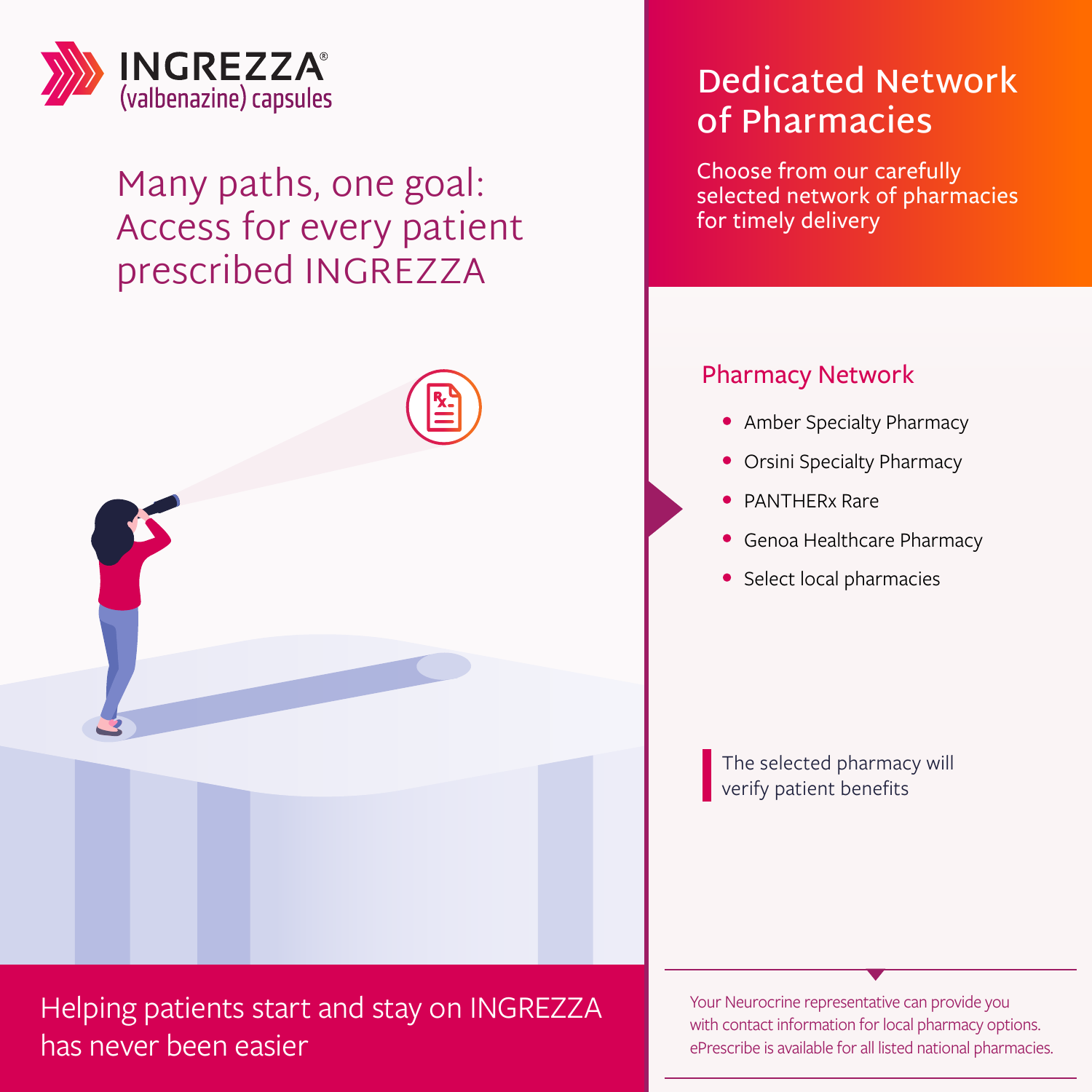INGREZZA®
(valbenazine) capsules

# Many paths, one goal: Access for every patient prescribed INGREZZA

Helping patients start and stay on INGREZZA has never been easier

## Dedicated Network of Pharmacies

Choose from our carefully selected network of pharmacies for timely delivery

### Pharmacy Network

- Amber Specialty Pharmacy
- Orsini Specialty Pharmacy
- PANTHERx Rare
- Genoa Healthcare Pharmacy
- Select local pharmacies

The selected pharmacy will verify patient benefits

Your Neurocrine representative can provide you with contact information for local pharmacy options. ePrescribe is available for all listed national pharmacies.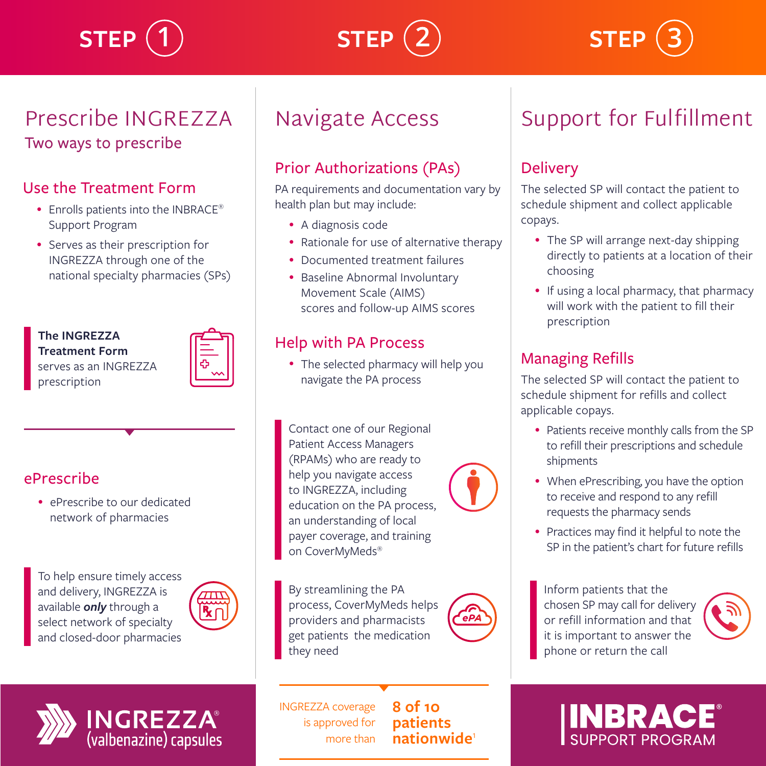## STEP 1

# Prescribe INGREZZA

### Two ways to prescribe

### Use the Treatment Form

- Enrolls patients into the INBRACE® Support Program
- Serves as their prescription for INGREZZA through one of the national specialty pharmacies (SPs)

**The INGREZZA Treatment Form** serves as an INGREZZA prescription

### ePrescribe

- ePrescribe to our dedicated network of pharmacies

To help ensure timely access and delivery, INGREZZA is available ***only*** through a select network of specialty and closed-door pharmacies

## STEP 2

# Navigate Access

### Prior Authorizations (PAs)

PA requirements and documentation vary by health plan but may include:

- A diagnosis code
- Rationale for use of alternative therapy
- Documented treatment failures
- Baseline Abnormal Involuntary Movement Scale (AIMS) scores and follow-up AIMS scores

### Help with PA Process

- The selected pharmacy will help you navigate the PA process

Contact one of our Regional Patient Access Managers (RPAMs) who are ready to help you navigate access to INGREZZA, including education on the PA process, an understanding of local payer coverage, and training on CoverMyMeds®

By streamlining the PA process, CoverMyMeds helps providers and pharmacists get patients the medication they need

INGREZZA coverage is approved for more than **8 of 10 patients nationwide**[1]

## STEP 3

# Support for Fulfillment

### Delivery

The selected SP will contact the patient to schedule shipment and collect applicable copays.

- The SP will arrange next-day shipping directly to patients at a location of their choosing
- If using a local pharmacy, that pharmacy will work with the patient to fill their prescription

### Managing Refills

The selected SP will contact the patient to schedule shipment for refills and collect applicable copays.

- Patients receive monthly calls from the SP to refill their prescriptions and schedule shipments
- When ePrescribing, you have the option to receive and respond to any refill requests the pharmacy sends
- Practices may find it helpful to note the SP in the patient's chart for future refills

Inform patients that the chosen SP may call for delivery or refill information and that it is important to answer the phone or return the call

INGREZZA® (valbenazine) capsules

INBRACE® SUPPORT PROGRAM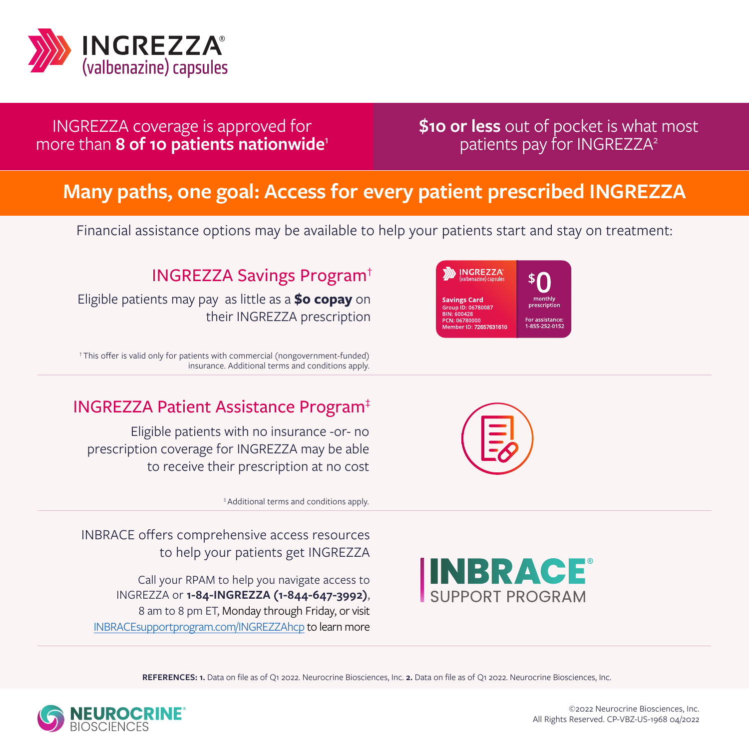# INGREZZA® (valbenazine) capsules

INGREZZA coverage is approved for more than **8 of 10 patients nationwide**[1]

**$10 or less** out of pocket is what most patients pay for INGREZZA[2]

## Many paths, one goal: Access for every patient prescribed INGREZZA

Financial assistance options may be available to help your patients start and stay on treatment:

### INGREZZA Savings Program†

Eligible patients may pay as little as a **$0 copay** on their INGREZZA prescription

INGREZZA® (valbenazine) capsules
**Savings Card**
Group ID: 06780087
BIN: 600428
PCN: 06780000
Member ID: 72657631610

$0 monthly prescription

For assistance: 1-855-252-0152

† This offer is valid only for patients with commercial (nongovernment-funded) insurance. Additional terms and conditions apply.

### INGREZZA Patient Assistance Program‡

Eligible patients with no insurance -or- no prescription coverage for INGREZZA may be able to receive their prescription at no cost

‡ Additional terms and conditions apply.

INBRACE offers comprehensive access resources to help your patients get INGREZZA

Call your RPAM to help you navigate access to INGREZZA or **1-84-INGREZZA (1-844-647-3992)**, 8 am to 8 pm ET, Monday through Friday, or visit INBRACEsupportprogram.com/INGREZZAhcp to learn more

INBRACE® SUPPORT PROGRAM

**REFERENCES: 1.** Data on file as of Q1 2022. Neurocrine Biosciences, Inc. **2.** Data on file as of Q1 2022. Neurocrine Biosciences, Inc.

NEUROCRINE® BIOSCIENCES

©2022 Neurocrine Biosciences, Inc. All Rights Reserved. CP-VBZ-US-1968 04/2022